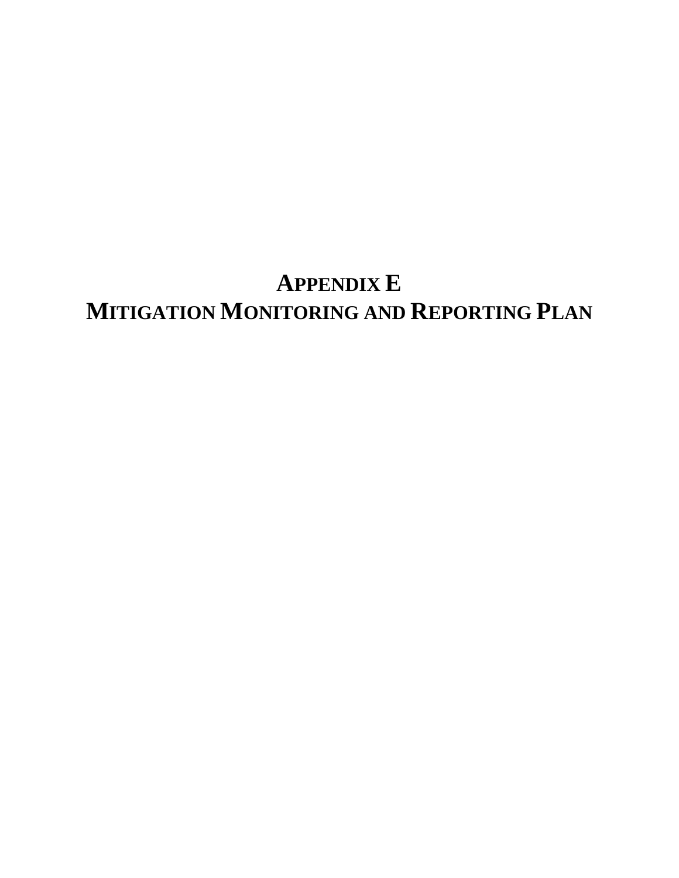# APPENDIX E
# MITIGATION MONITORING AND REPORTING PLAN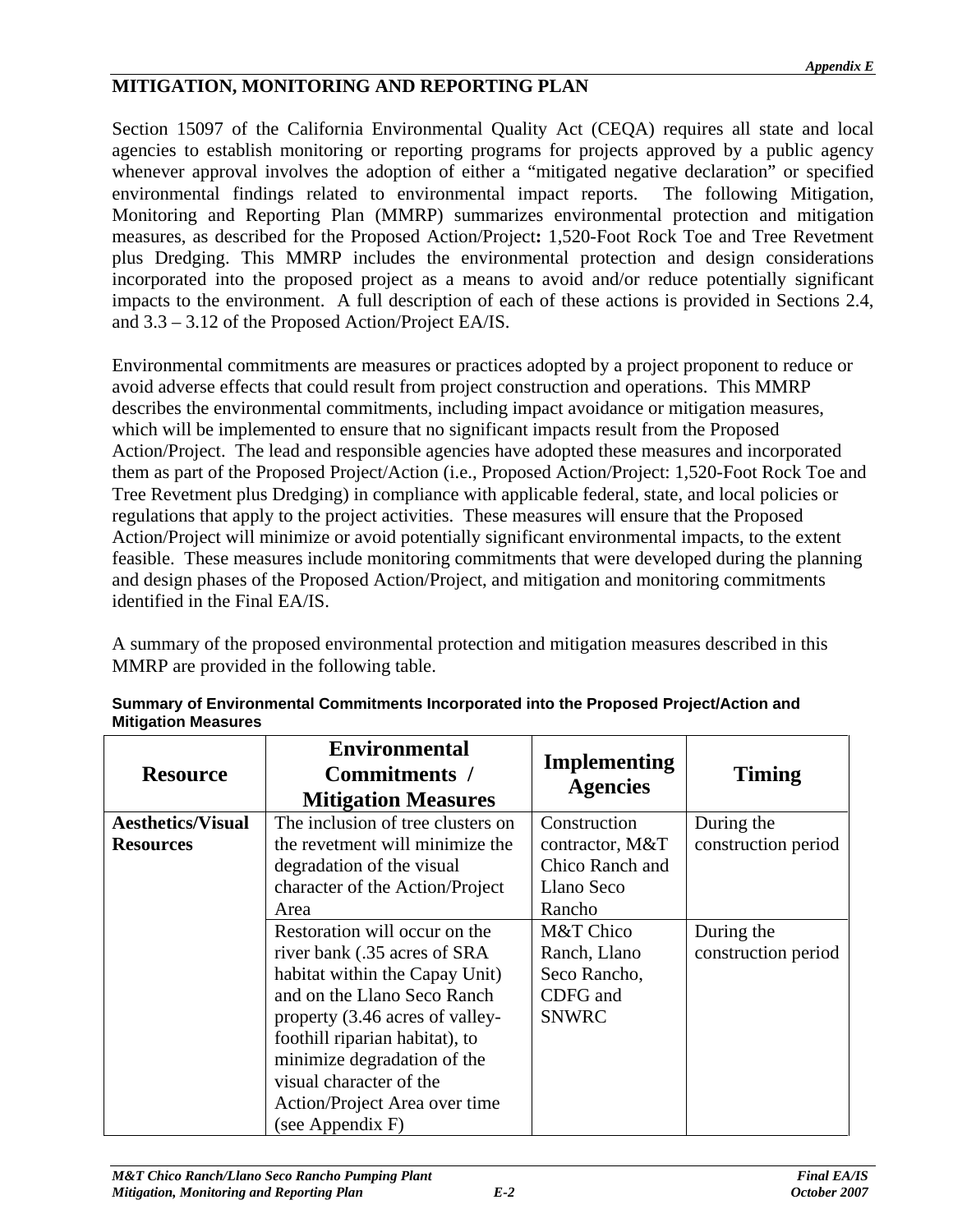## MITIGATION, MONITORING AND REPORTING PLAN

Section 15097 of the California Environmental Quality Act (CEQA) requires all state and local agencies to establish monitoring or reporting programs for projects approved by a public agency whenever approval involves the adoption of either a "mitigated negative declaration" or specified environmental findings related to environmental impact reports. The following Mitigation, Monitoring and Reporting Plan (MMRP) summarizes environmental protection and mitigation measures, as described for the Proposed Action/Project**:** 1,520-Foot Rock Toe and Tree Revetment plus Dredging. This MMRP includes the environmental protection and design considerations incorporated into the proposed project as a means to avoid and/or reduce potentially significant impacts to the environment. A full description of each of these actions is provided in Sections 2.4, and 3.3 – 3.12 of the Proposed Action/Project EA/IS.

Environmental commitments are measures or practices adopted by a project proponent to reduce or avoid adverse effects that could result from project construction and operations. This MMRP describes the environmental commitments, including impact avoidance or mitigation measures, which will be implemented to ensure that no significant impacts result from the Proposed Action/Project. The lead and responsible agencies have adopted these measures and incorporated them as part of the Proposed Project/Action (i.e., Proposed Action/Project: 1,520-Foot Rock Toe and Tree Revetment plus Dredging) in compliance with applicable federal, state, and local policies or regulations that apply to the project activities. These measures will ensure that the Proposed Action/Project will minimize or avoid potentially significant environmental impacts, to the extent feasible. These measures include monitoring commitments that were developed during the planning and design phases of the Proposed Action/Project, and mitigation and monitoring commitments identified in the Final EA/IS.

A summary of the proposed environmental protection and mitigation measures described in this MMRP are provided in the following table.

**Summary of Environmental Commitments Incorporated into the Proposed Project/Action and Mitigation Measures**

| Resource | Environmental Commitments / Mitigation Measures | Implementing Agencies | Timing |
|---|---|---|---|
| **Aesthetics/Visual Resources** | The inclusion of tree clusters on the revetment will minimize the degradation of the visual character of the Action/Project Area | Construction contractor, M&T Chico Ranch and Llano Seco Rancho | During the construction period |
| | Restoration will occur on the river bank (.35 acres of SRA habitat within the Capay Unit) and on the Llano Seco Ranch property (3.46 acres of valley-foothill riparian habitat), to minimize degradation of the visual character of the Action/Project Area over time (see Appendix F) | M&T Chico Ranch, Llano Seco Rancho, CDFG and SNWRC | During the construction period |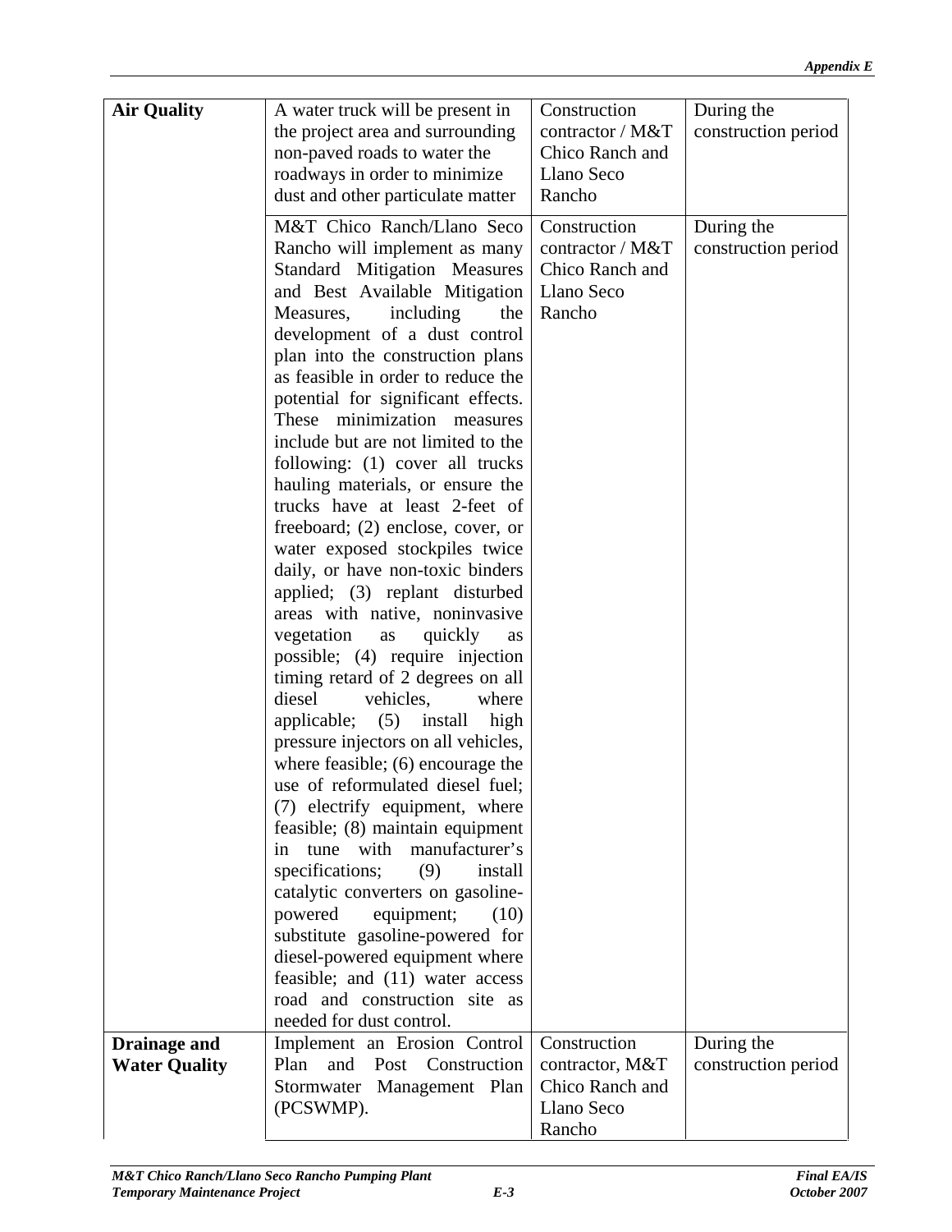| | | | |
|---|---|---|---|
| **Air Quality** | A water truck will be present in the project area and surrounding non-paved roads to water the roadways in order to minimize dust and other particulate matter | Construction contractor / M&T Chico Ranch and Llano Seco Rancho | During the construction period |
| | M&T Chico Ranch/Llano Seco Rancho will implement as many Standard Mitigation Measures and Best Available Mitigation Measures, including the development of a dust control plan into the construction plans as feasible in order to reduce the potential for significant effects. These minimization measures include but are not limited to the following: (1) cover all trucks hauling materials, or ensure the trucks have at least 2-feet of freeboard; (2) enclose, cover, or water exposed stockpiles twice daily, or have non-toxic binders applied; (3) replant disturbed areas with native, noninvasive vegetation as quickly as possible; (4) require injection timing retard of 2 degrees on all diesel vehicles, where applicable; (5) install high pressure injectors on all vehicles, where feasible; (6) encourage the use of reformulated diesel fuel; (7) electrify equipment, where feasible; (8) maintain equipment in tune with manufacturer's specifications; (9) install catalytic converters on gasoline-powered equipment; (10) substitute gasoline-powered for diesel-powered equipment where feasible; and (11) water access road and construction site as needed for dust control. | Construction contractor / M&T Chico Ranch and Llano Seco Rancho | During the construction period |
| **Drainage and Water Quality** | Implement an Erosion Control Plan and Post Construction Stormwater Management Plan (PCSWMP). | Construction contractor, M&T Chico Ranch and Llano Seco Rancho | During the construction period |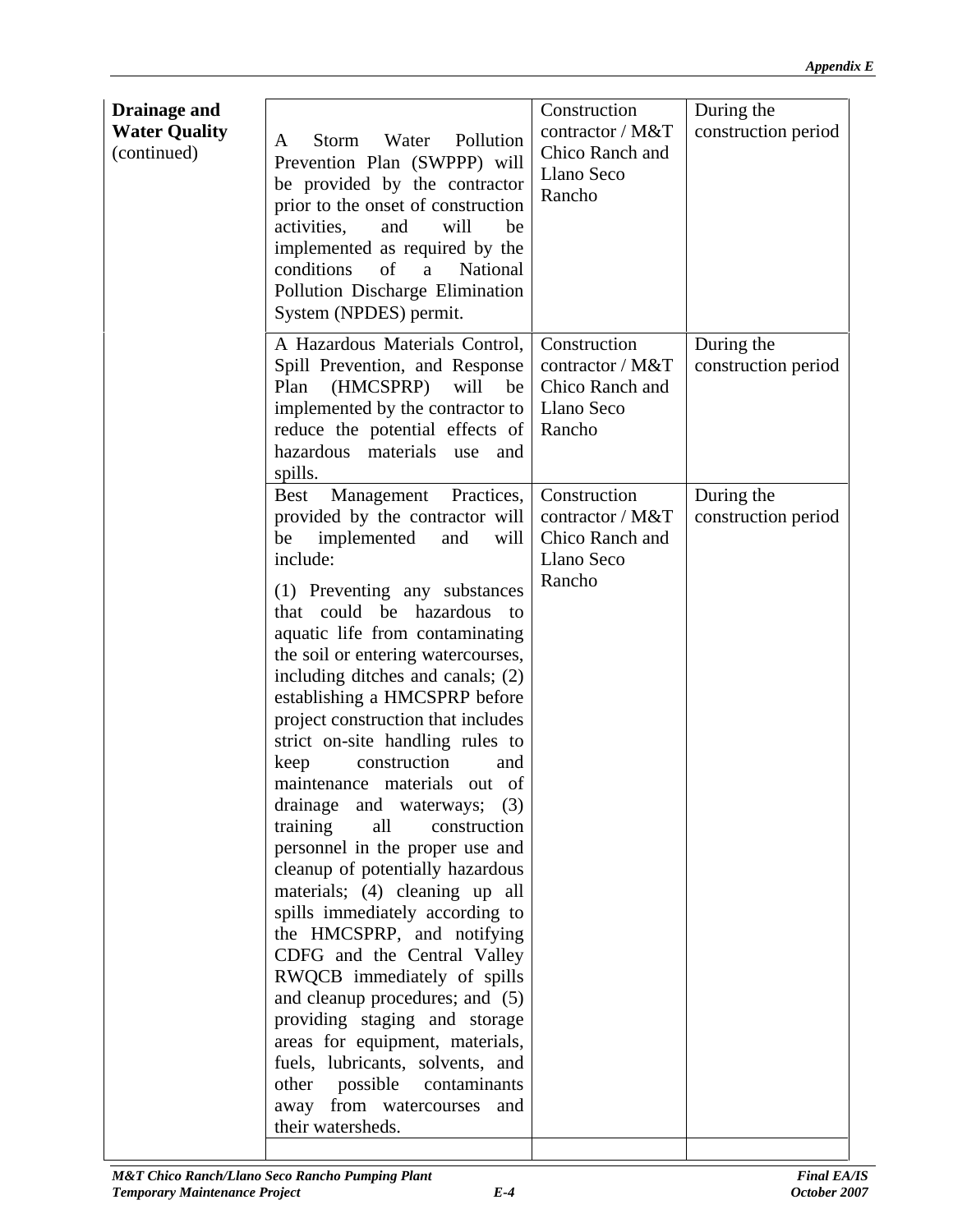| | | | |
|---|---|---|---|
| **Drainage and Water Quality** (continued) | A Storm Water Pollution Prevention Plan (SWPPP) will be provided by the contractor prior to the onset of construction activities, and will be implemented as required by the conditions of a National Pollution Discharge Elimination System (NPDES) permit. | Construction contractor / M&T Chico Ranch and Llano Seco Rancho | During the construction period |
| | A Hazardous Materials Control, Spill Prevention, and Response Plan (HMCSPRP) will be implemented by the contractor to reduce the potential effects of hazardous materials use and spills. | Construction contractor / M&T Chico Ranch and Llano Seco Rancho | During the construction period |
| | Best Management Practices, provided by the contractor will be implemented and will include: (1) Preventing any substances that could be hazardous to aquatic life from contaminating the soil or entering watercourses, including ditches and canals; (2) establishing a HMCSPRP before project construction that includes strict on-site handling rules to keep construction and maintenance materials out of drainage and waterways; (3) training all construction personnel in the proper use and cleanup of potentially hazardous materials; (4) cleaning up all spills immediately according to the HMCSPRP, and notifying CDFG and the Central Valley RWQCB immediately of spills and cleanup procedures; and (5) providing staging and storage areas for equipment, materials, fuels, lubricants, solvents, and other possible contaminants away from watercourses and their watersheds. | Construction contractor / M&T Chico Ranch and Llano Seco Rancho | During the construction period |
| | | | |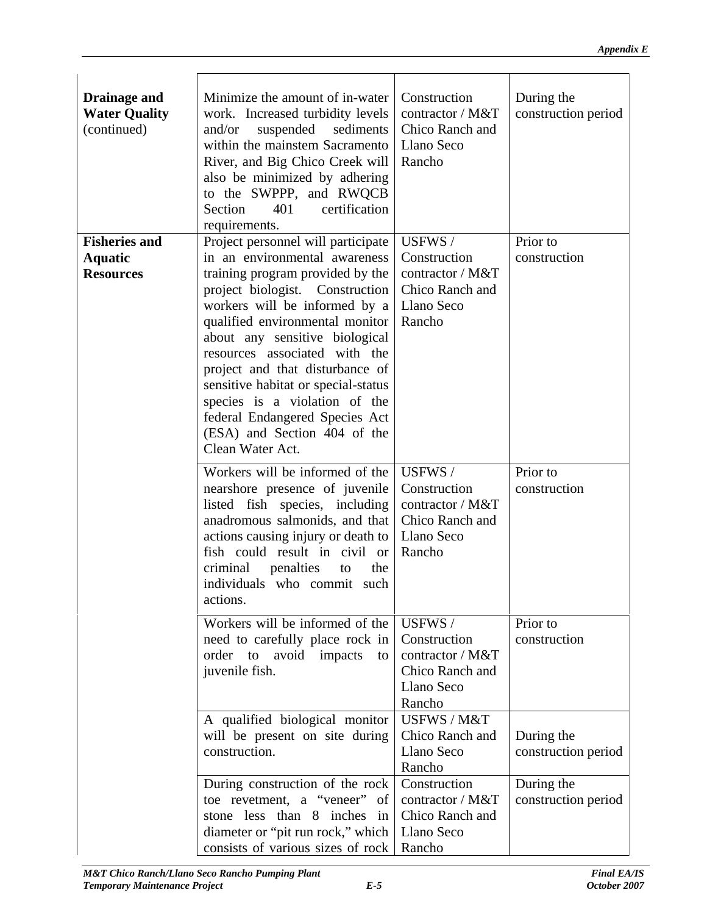| | | | |
|---|---|---|---|
| **Drainage and Water Quality** (continued) | Minimize the amount of in-water work. Increased turbidity levels and/or suspended sediments within the mainstem Sacramento River, and Big Chico Creek will also be minimized by adhering to the SWPPP, and RWQCB Section 401 certification requirements. | Construction contractor / M&T Chico Ranch and Llano Seco Rancho | During the construction period |
| **Fisheries and Aquatic Resources** | Project personnel will participate in an environmental awareness training program provided by the project biologist. Construction workers will be informed by a qualified environmental monitor about any sensitive biological resources associated with the project and that disturbance of sensitive habitat or special-status species is a violation of the federal Endangered Species Act (ESA) and Section 404 of the Clean Water Act. | USFWS / Construction contractor / M&T Chico Ranch and Llano Seco Rancho | Prior to construction |
| | Workers will be informed of the nearshore presence of juvenile listed fish species, including anadromous salmonids, and that actions causing injury or death to fish could result in civil or criminal penalties to the individuals who commit such actions. | USFWS / Construction contractor / M&T Chico Ranch and Llano Seco Rancho | Prior to construction |
| | Workers will be informed of the need to carefully place rock in order to avoid impacts to juvenile fish. | USFWS / Construction contractor / M&T Chico Ranch and Llano Seco Rancho | Prior to construction |
| | A qualified biological monitor will be present on site during construction. | USFWS / M&T Chico Ranch and Llano Seco Rancho | During the construction period |
| | During construction of the rock toe revetment, a "veneer" of stone less than 8 inches in diameter or "pit run rock," which consists of various sizes of rock | Construction contractor / M&T Chico Ranch and Llano Seco Rancho | During the construction period |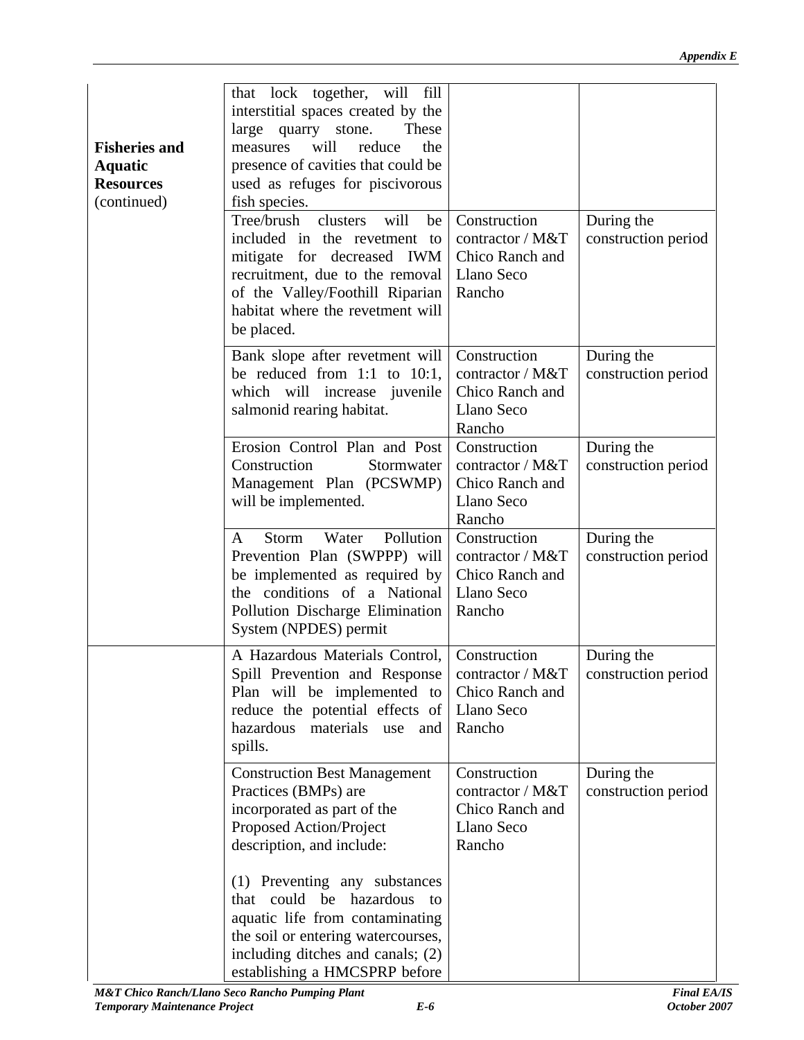| | | | |
|---|---|---|---|
| **Fisheries and Aquatic Resources** (continued) | that lock together, will fill interstitial spaces created by the large quarry stone. These measures will reduce the presence of cavities that could be used as refuges for piscivorous fish species. | | |
| | Tree/brush clusters will be included in the revetment to mitigate for decreased IWM recruitment, due to the removal of the Valley/Foothill Riparian habitat where the revetment will be placed. | Construction contractor / M&T Chico Ranch and Llano Seco Rancho | During the construction period |
| | Bank slope after revetment will be reduced from 1:1 to 10:1, which will increase juvenile salmonid rearing habitat. | Construction contractor / M&T Chico Ranch and Llano Seco Rancho | During the construction period |
| | Erosion Control Plan and Post Construction Stormwater Management Plan (PCSWMP) will be implemented. | Construction contractor / M&T Chico Ranch and Llano Seco Rancho | During the construction period |
| | A Storm Water Pollution Prevention Plan (SWPPP) will be implemented as required by the conditions of a National Pollution Discharge Elimination System (NPDES) permit | Construction contractor / M&T Chico Ranch and Llano Seco Rancho | During the construction period |
| | A Hazardous Materials Control, Spill Prevention and Response Plan will be implemented to reduce the potential effects of hazardous materials use and spills. | Construction contractor / M&T Chico Ranch and Llano Seco Rancho | During the construction period |
| | Construction Best Management Practices (BMPs) are incorporated as part of the Proposed Action/Project description, and include:<br><br>(1) Preventing any substances that could be hazardous to aquatic life from contaminating the soil or entering watercourses, including ditches and canals; (2) establishing a HMCSPRP before | Construction contractor / M&T Chico Ranch and Llano Seco Rancho | During the construction period |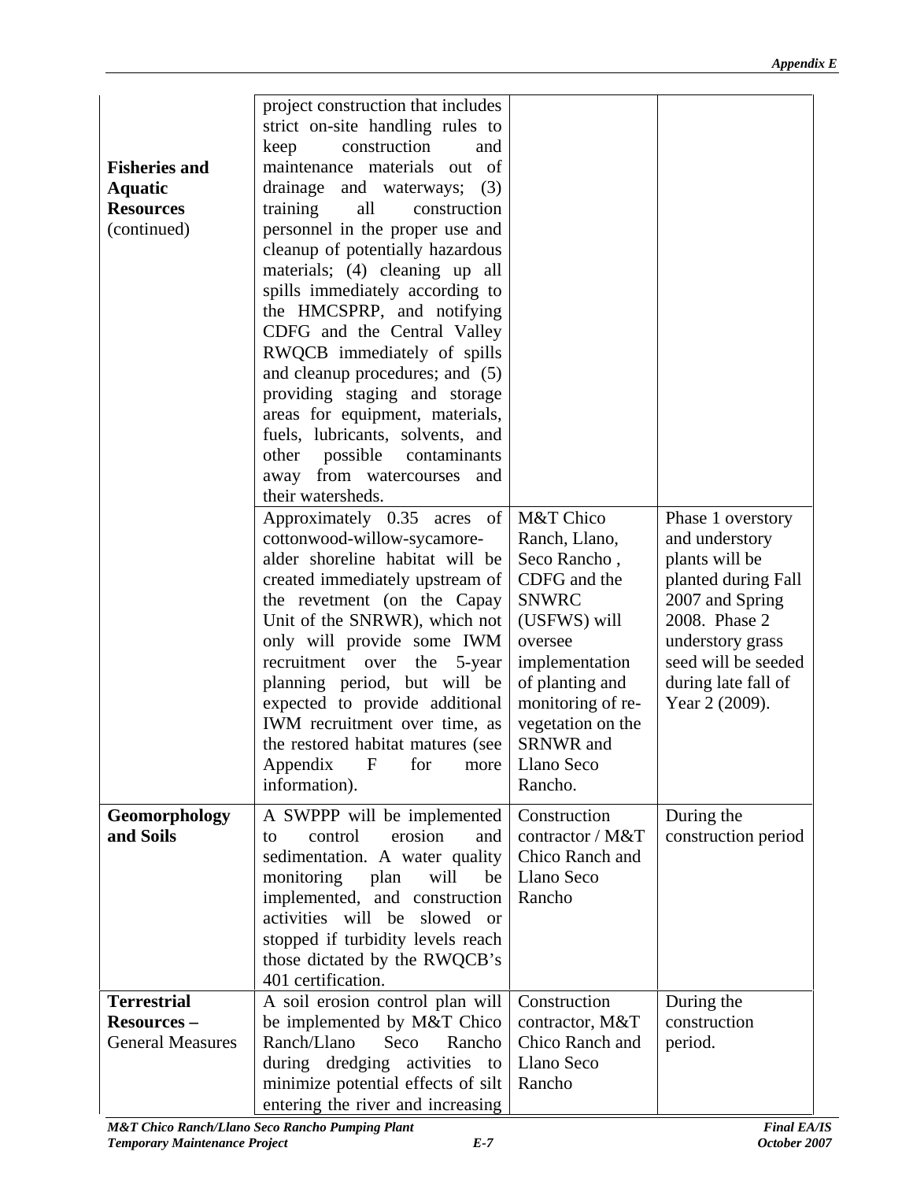| | | | |
|---|---|---|---|
| **Fisheries and Aquatic Resources** (continued) | project construction that includes strict on-site handling rules to keep construction and maintenance materials out of drainage and waterways; (3) training all construction personnel in the proper use and cleanup of potentially hazardous materials; (4) cleaning up all spills immediately according to the HMCSPRP, and notifying CDFG and the Central Valley RWQCB immediately of spills and cleanup procedures; and (5) providing staging and storage areas for equipment, materials, fuels, lubricants, solvents, and other possible contaminants away from watercourses and their watersheds. | | |
| | Approximately 0.35 acres of cottonwood-willow-sycamore-alder shoreline habitat will be created immediately upstream of the revetment (on the Capay Unit of the SNRWR), which not only will provide some IWM recruitment over the 5-year planning period, but will be expected to provide additional IWM recruitment over time, as the restored habitat matures (see Appendix F for more information). | M&T Chico Ranch, Llano, Seco Rancho , CDFG and the SNWRC (USFWS) will oversee implementation of planting and monitoring of re-vegetation on the SRNWR and Llano Seco Rancho. | Phase 1 overstory and understory plants will be planted during Fall 2007 and Spring 2008. Phase 2 understory grass seed will be seeded during late fall of Year 2 (2009). |
| **Geomorphology and Soils** | A SWPPP will be implemented to control erosion and sedimentation. A water quality monitoring plan will be implemented, and construction activities will be slowed or stopped if turbidity levels reach those dictated by the RWQCB's 401 certification. | Construction contractor / M&T Chico Ranch and Llano Seco Rancho | During the construction period |
| **Terrestrial Resources –** General Measures | A soil erosion control plan will be implemented by M&T Chico Ranch/Llano Seco Rancho during dredging activities to minimize potential effects of silt entering the river and increasing | Construction contractor, M&T Chico Ranch and Llano Seco Rancho | During the construction period. |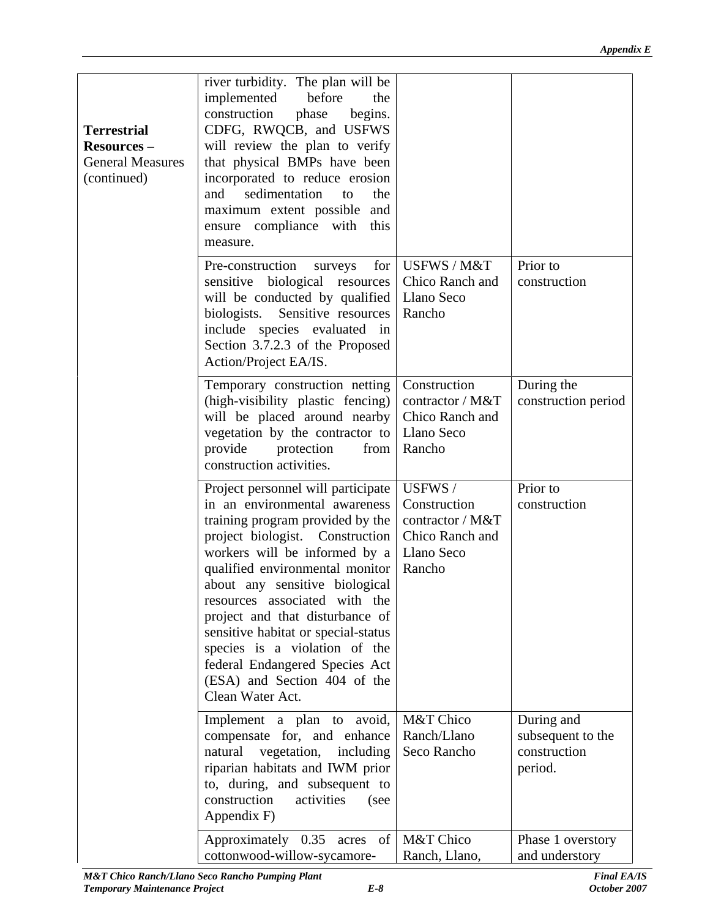| | | | |
|---|---|---|---|
| **Terrestrial Resources –** General Measures (continued) | river turbidity. The plan will be implemented before the construction phase begins. CDFG, RWQCB, and USFWS will review the plan to verify that physical BMPs have been incorporated to reduce erosion and sedimentation to the maximum extent possible and ensure compliance with this measure. | | |
| | Pre-construction surveys for sensitive biological resources will be conducted by qualified biologists. Sensitive resources include species evaluated in Section 3.7.2.3 of the Proposed Action/Project EA/IS. | USFWS / M&T Chico Ranch and Llano Seco Rancho | Prior to construction |
| | Temporary construction netting (high-visibility plastic fencing) will be placed around nearby vegetation by the contractor to provide protection from construction activities. | Construction contractor / M&T Chico Ranch and Llano Seco Rancho | During the construction period |
| | Project personnel will participate in an environmental awareness training program provided by the project biologist. Construction workers will be informed by a qualified environmental monitor about any sensitive biological resources associated with the project and that disturbance of sensitive habitat or special-status species is a violation of the federal Endangered Species Act (ESA) and Section 404 of the Clean Water Act. | USFWS / Construction contractor / M&T Chico Ranch and Llano Seco Rancho | Prior to construction |
| | Implement a plan to avoid, compensate for, and enhance natural vegetation, including riparian habitats and IWM prior to, during, and subsequent to construction activities (see Appendix F) | M&T Chico Ranch/Llano Seco Rancho | During and subsequent to the construction period. |
| | Approximately 0.35 acres of cottonwood-willow-sycamore- | M&T Chico Ranch, Llano, | Phase 1 overstory and understory |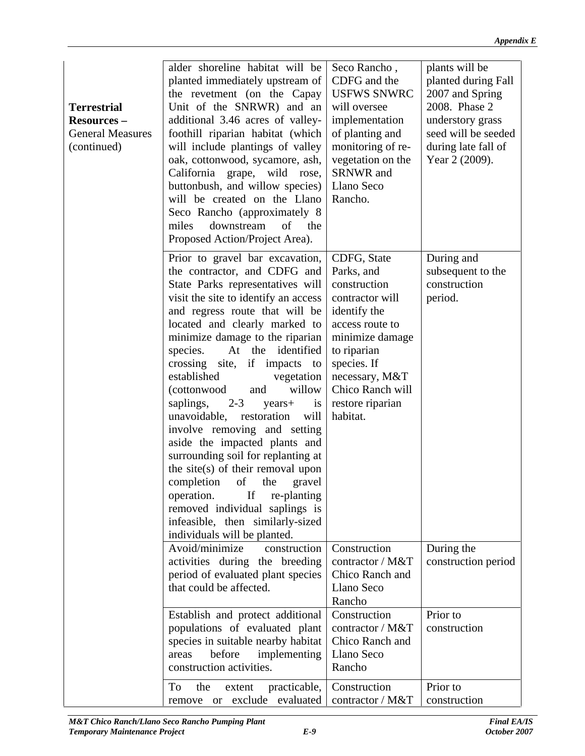| | | | |
|---|---|---|---|
| **Terrestrial Resources –** General Measures (continued) | alder shoreline habitat will be planted immediately upstream of the revetment (on the Capay Unit of the SNRWR) and an additional 3.46 acres of valley-foothill riparian habitat (which will include plantings of valley oak, cottonwood, sycamore, ash, California grape, wild rose, buttonbush, and willow species) will be created on the Llano Seco Rancho (approximately 8 miles downstream of the Proposed Action/Project Area). | Seco Rancho , CDFG and the USFWS SNWRC will oversee implementation of planting and monitoring of re-vegetation on the SRNWR and Llano Seco Rancho. | plants will be planted during Fall 2007 and Spring 2008. Phase 2 understory grass seed will be seeded during late fall of Year 2 (2009). |
| | Prior to gravel bar excavation, the contractor, and CDFG and State Parks representatives will visit the site to identify an access and regress route that will be located and clearly marked to minimize damage to the riparian species. At the identified crossing site, if impacts to established vegetation (cottonwood and willow saplings, 2-3 years+ is unavoidable, restoration will involve removing and setting aside the impacted plants and surrounding soil for replanting at the site(s) of their removal upon completion of the gravel operation. If re-planting removed individual saplings is infeasible, then similarly-sized individuals will be planted. | CDFG, State Parks, and construction contractor will identify the access route to minimize damage to riparian species. If necessary, M&T Chico Ranch will restore riparian habitat. | During and subsequent to the construction period. |
| | Avoid/minimize construction activities during the breeding period of evaluated plant species that could be affected. | Construction contractor / M&T Chico Ranch and Llano Seco Rancho | During the construction period |
| | Establish and protect additional populations of evaluated plant species in suitable nearby habitat areas before implementing construction activities. | Construction contractor / M&T Chico Ranch and Llano Seco Rancho | Prior to construction |
| | To the extent practicable, remove or exclude evaluated | Construction contractor / M&T | Prior to construction |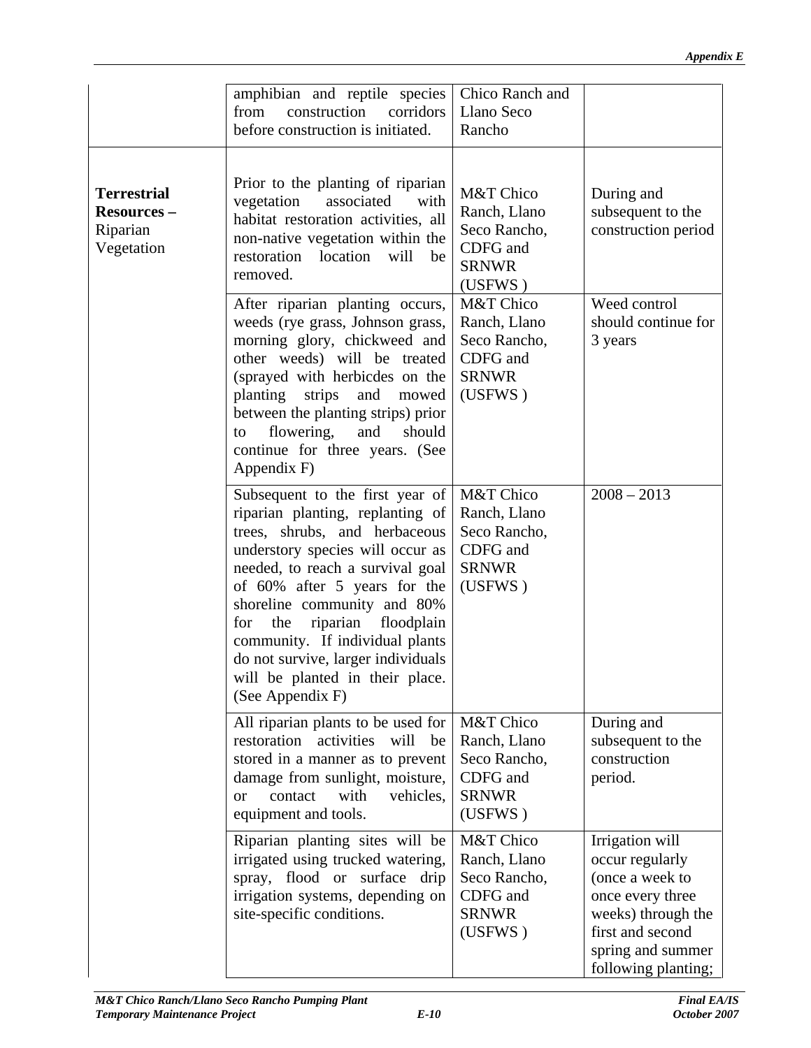| | | | |
|---|---|---|---|
| | amphibian and reptile species from construction corridors before construction is initiated. | Chico Ranch and Llano Seco Rancho | |
| **Terrestrial Resources –** Riparian Vegetation | Prior to the planting of riparian vegetation associated with habitat restoration activities, all non-native vegetation within the restoration location will be removed. | M&T Chico Ranch, Llano Seco Rancho, CDFG and SRNWR (USFWS ) | During and subsequent to the construction period |
| | After riparian planting occurs, weeds (rye grass, Johnson grass, morning glory, chickweed and other weeds) will be treated (sprayed with herbicdes on the planting strips and mowed between the planting strips) prior to flowering, and should continue for three years. (See Appendix F) | M&T Chico Ranch, Llano Seco Rancho, CDFG and SRNWR (USFWS ) | Weed control should continue for 3 years |
| | Subsequent to the first year of riparian planting, replanting of trees, shrubs, and herbaceous understory species will occur as needed, to reach a survival goal of 60% after 5 years for the shoreline community and 80% for the riparian floodplain community. If individual plants do not survive, larger individuals will be planted in their place. (See Appendix F) | M&T Chico Ranch, Llano Seco Rancho, CDFG and SRNWR (USFWS ) | 2008 – 2013 |
| | All riparian plants to be used for restoration activities will be stored in a manner as to prevent damage from sunlight, moisture, or contact with vehicles, equipment and tools. | M&T Chico Ranch, Llano Seco Rancho, CDFG and SRNWR (USFWS ) | During and subsequent to the construction period. |
| | Riparian planting sites will be irrigated using trucked watering, spray, flood or surface drip irrigation systems, depending on site-specific conditions. | M&T Chico Ranch, Llano Seco Rancho, CDFG and SRNWR (USFWS ) | Irrigation will occur regularly (once a week to once every three weeks) through the first and second spring and summer following planting; |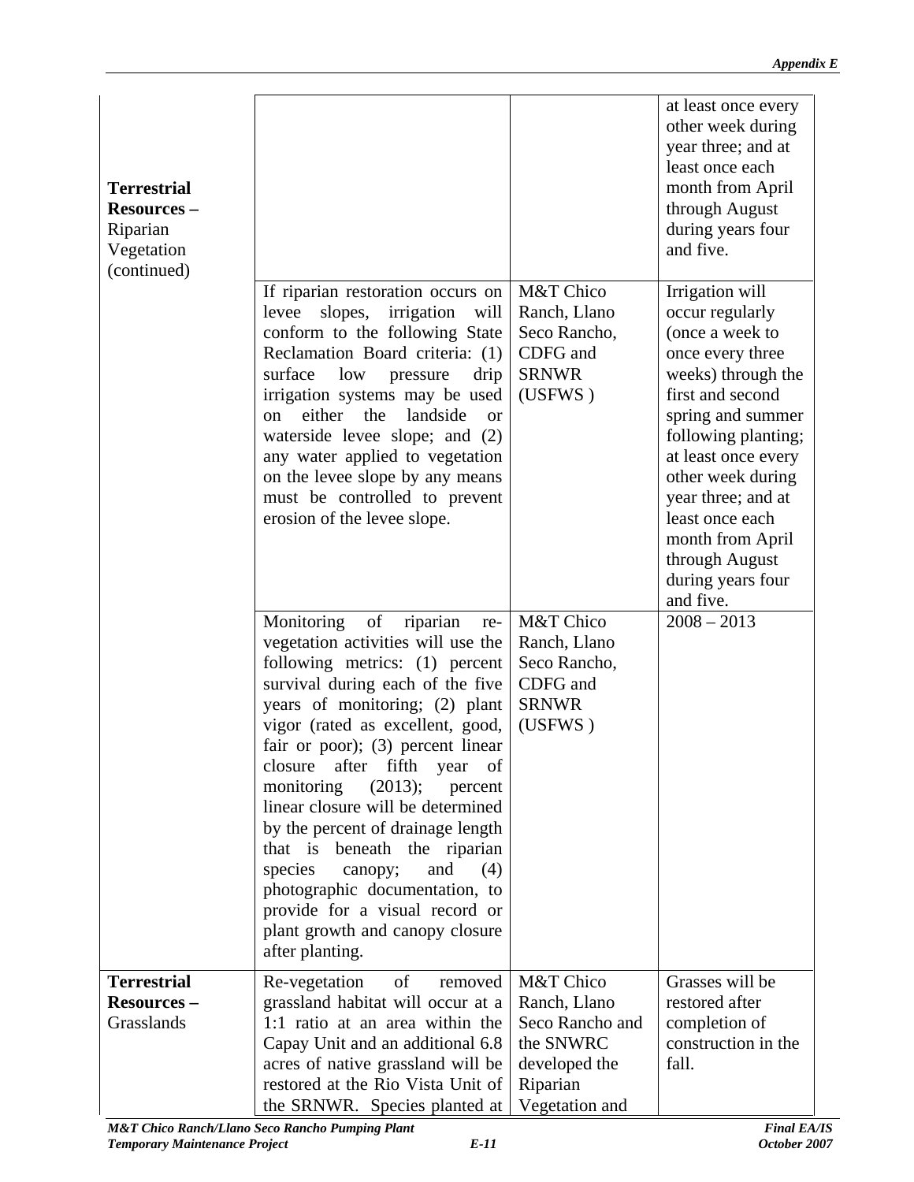| | | | |
|---|---|---|---|
| **Terrestrial Resources –** Riparian Vegetation (continued) | | | at least once every other week during year three; and at least once each month from April through August during years four and five. |
| | If riparian restoration occurs on levee slopes, irrigation will conform to the following State Reclamation Board criteria: (1) surface low pressure drip irrigation systems may be used on either the landside or waterside levee slope; and (2) any water applied to vegetation on the levee slope by any means must be controlled to prevent erosion of the levee slope. | M&T Chico Ranch, Llano Seco Rancho, CDFG and SRNWR (USFWS ) | Irrigation will occur regularly (once a week to once every three weeks) through the first and second spring and summer following planting; at least once every other week during year three; and at least once each month from April through August during years four and five. |
| | Monitoring of riparian re-vegetation activities will use the following metrics: (1) percent survival during each of the five years of monitoring; (2) plant vigor (rated as excellent, good, fair or poor); (3) percent linear closure after fifth year of monitoring (2013); percent linear closure will be determined by the percent of drainage length that is beneath the riparian species canopy; and (4) photographic documentation, to provide for a visual record or plant growth and canopy closure after planting. | M&T Chico Ranch, Llano Seco Rancho, CDFG and SRNWR (USFWS ) | 2008 – 2013 |
| **Terrestrial Resources –** Grasslands | Re-vegetation of removed grassland habitat will occur at a 1:1 ratio at an area within the Capay Unit and an additional 6.8 acres of native grassland will be restored at the Rio Vista Unit of the SRNWR. Species planted at | M&T Chico Ranch, Llano Seco Rancho and the SNWRC developed the Riparian Vegetation and | Grasses will be restored after completion of construction in the fall. |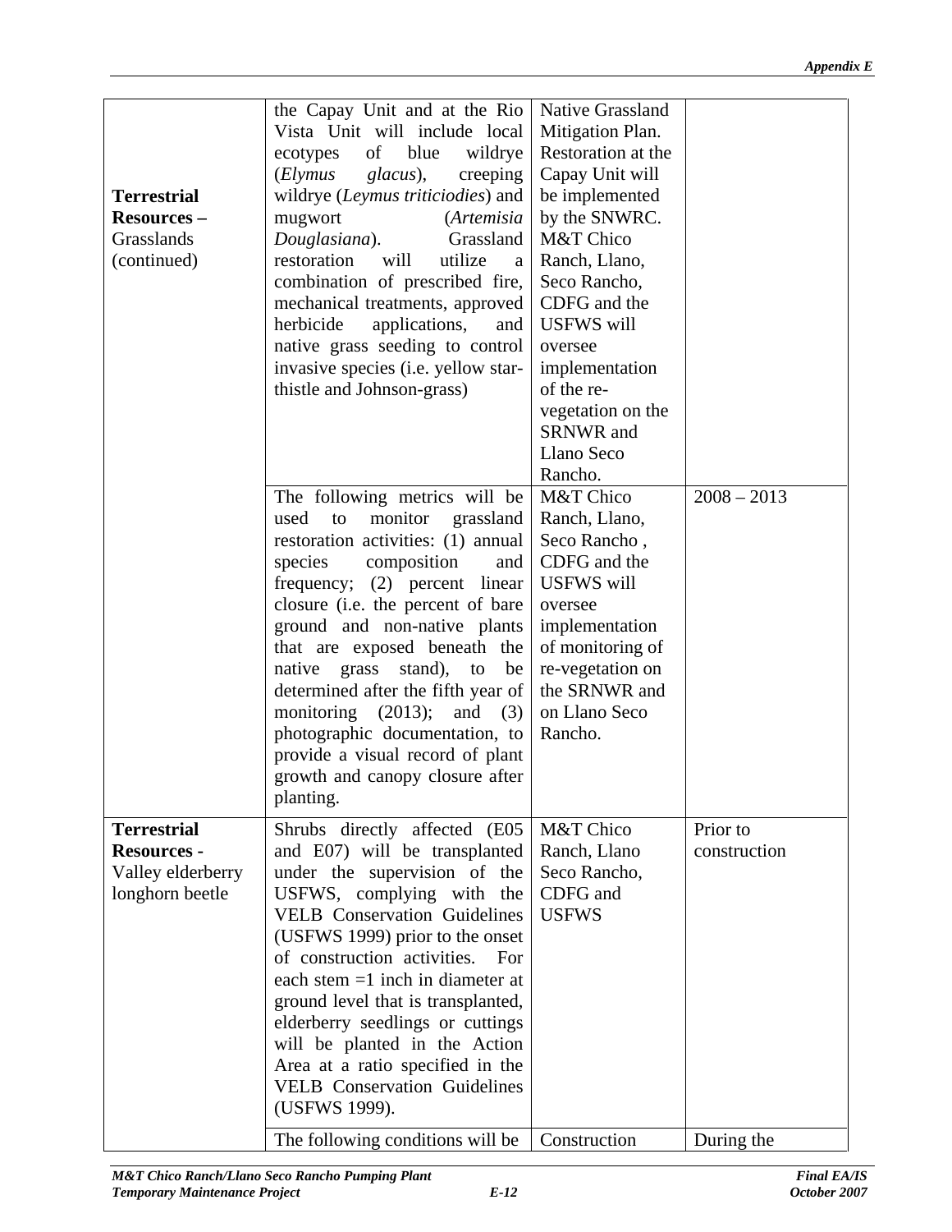| | | | |
|---|---|---|---|
| **Terrestrial Resources –** Grasslands (continued) | the Capay Unit and at the Rio Vista Unit will include local ecotypes of blue wildrye (*Elymus glacus*), creeping wildrye (*Leymus triticiodies*) and mugwort (*Artemisia Douglasiana*). Grassland restoration will utilize a combination of prescribed fire, mechanical treatments, approved herbicide applications, and native grass seeding to control invasive species (i.e. yellow star-thistle and Johnson-grass) | Native Grassland Mitigation Plan. Restoration at the Capay Unit will be implemented by the SNWRC. M&T Chico Ranch, Llano, Seco Rancho, CDFG and the USFWS will oversee implementation of the re-vegetation on the SRNWR and Llano Seco Rancho. | |
| | The following metrics will be used to monitor grassland restoration activities: (1) annual species composition and frequency; (2) percent linear closure (i.e. the percent of bare ground and non-native plants that are exposed beneath the native grass stand), to be determined after the fifth year of monitoring (2013); and (3) photographic documentation, to provide a visual record of plant growth and canopy closure after planting. | M&T Chico Ranch, Llano, Seco Rancho , CDFG and the USFWS will oversee implementation of monitoring of re-vegetation on the SRNWR and on Llano Seco Rancho. | 2008 – 2013 |
| **Terrestrial Resources -** Valley elderberry longhorn beetle | Shrubs directly affected (E05 and E07) will be transplanted under the supervision of the USFWS, complying with the VELB Conservation Guidelines (USFWS 1999) prior to the onset of construction activities. For each stem =1 inch in diameter at ground level that is transplanted, elderberry seedlings or cuttings will be planted in the Action Area at a ratio specified in the VELB Conservation Guidelines (USFWS 1999). | M&T Chico Ranch, Llano Seco Rancho, CDFG and USFWS | Prior to construction |
| | The following conditions will be | Construction | During the |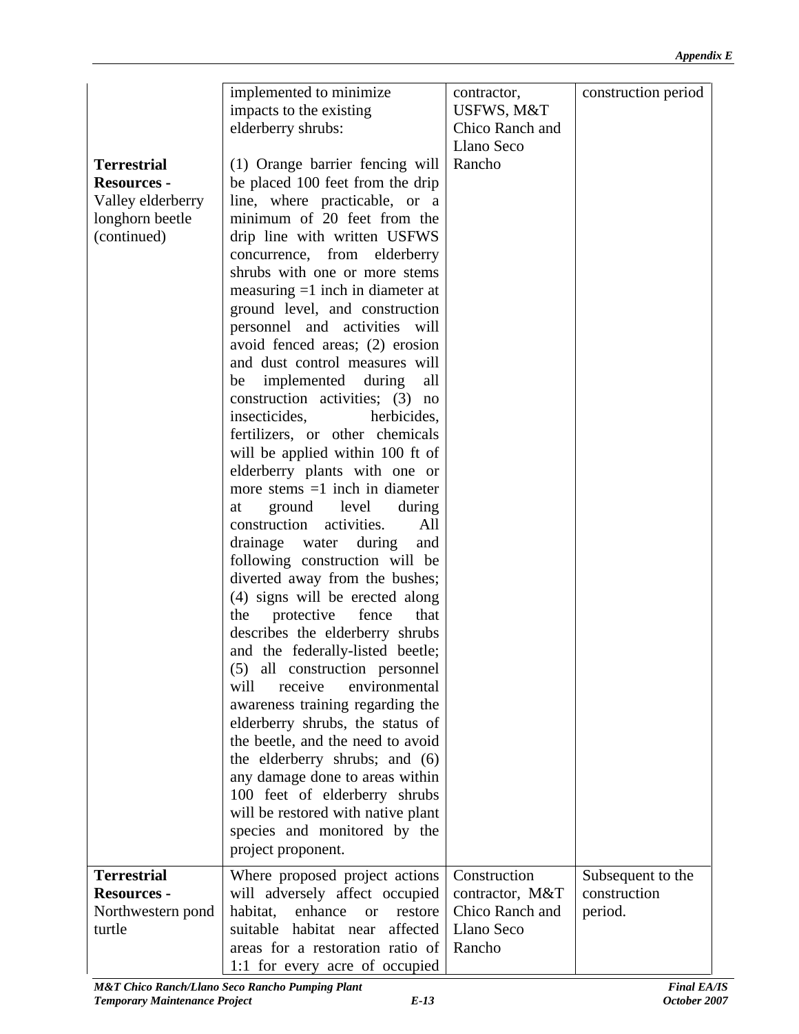| | | | |
|---|---|---|---|
| **Terrestrial Resources -** Valley elderberry longhorn beetle (continued) | implemented to minimize impacts to the existing elderberry shrubs:<br><br>(1) Orange barrier fencing will be placed 100 feet from the drip line, where practicable, or a minimum of 20 feet from the drip line with written USFWS concurrence, from elderberry shrubs with one or more stems measuring =1 inch in diameter at ground level, and construction personnel and activities will avoid fenced areas; (2) erosion and dust control measures will be implemented during all construction activities; (3) no insecticides, herbicides, fertilizers, or other chemicals will be applied within 100 ft of elderberry plants with one or more stems =1 inch in diameter at ground level during construction activities. All drainage water during and following construction will be diverted away from the bushes; (4) signs will be erected along the protective fence that describes the elderberry shrubs and the federally-listed beetle; (5) all construction personnel will receive environmental awareness training regarding the elderberry shrubs, the status of the beetle, and the need to avoid the elderberry shrubs; and (6) any damage done to areas within 100 feet of elderberry shrubs will be restored with native plant species and monitored by the project proponent. | contractor, USFWS, M&T Chico Ranch and Llano Seco Rancho | construction period |
| **Terrestrial Resources -** Northwestern pond turtle | Where proposed project actions will adversely affect occupied habitat, enhance or restore suitable habitat near affected areas for a restoration ratio of 1:1 for every acre of occupied | Construction contractor, M&T Chico Ranch and Llano Seco Rancho | Subsequent to the construction period. |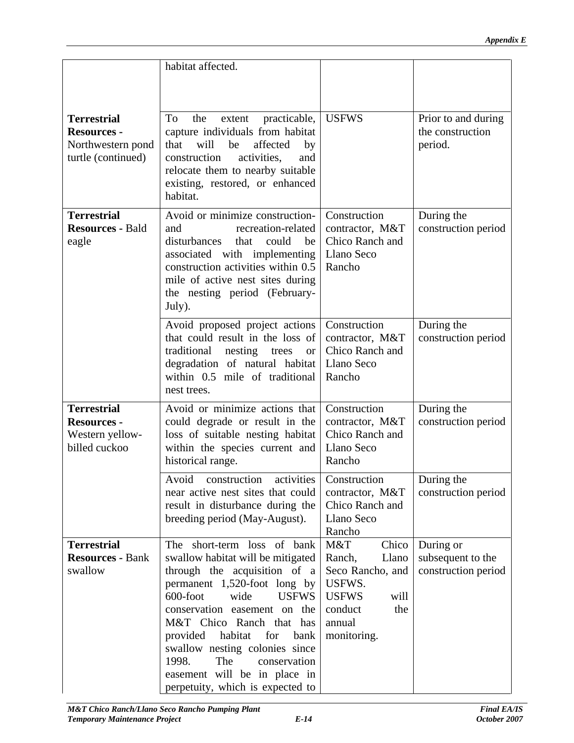| | | | |
|---|---|---|---|
| | habitat affected. | | |
| **Terrestrial Resources -** Northwestern pond turtle (continued) | To the extent practicable, capture individuals from habitat that will be affected by construction activities, and relocate them to nearby suitable existing, restored, or enhanced habitat. | USFWS | Prior to and during the construction period. |
| **Terrestrial Resources -** Bald eagle | Avoid or minimize construction- and recreation-related disturbances that could be associated with implementing construction activities within 0.5 mile of active nest sites during the nesting period (February-July). | Construction contractor, M&T Chico Ranch and Llano Seco Rancho | During the construction period |
| | Avoid proposed project actions that could result in the loss of traditional nesting trees or degradation of natural habitat within 0.5 mile of traditional nest trees. | Construction contractor, M&T Chico Ranch and Llano Seco Rancho | During the construction period |
| **Terrestrial Resources -** Western yellow-billed cuckoo | Avoid or minimize actions that could degrade or result in the loss of suitable nesting habitat within the species current and historical range. | Construction contractor, M&T Chico Ranch and Llano Seco Rancho | During the construction period |
| | Avoid construction activities near active nest sites that could result in disturbance during the breeding period (May-August). | Construction contractor, M&T Chico Ranch and Llano Seco Rancho | During the construction period |
| **Terrestrial Resources -** Bank swallow | The short-term loss of bank swallow habitat will be mitigated through the acquisition of a permanent 1,520-foot long by 600-foot wide USFWS conservation easement on the M&T Chico Ranch that has provided habitat for bank swallow nesting colonies since 1998. The conservation easement will be in place in perpetuity, which is expected to | M&T Chico Ranch, Llano Seco Rancho, and USFWS. USFWS will conduct the annual monitoring. | During or subsequent to the construction period |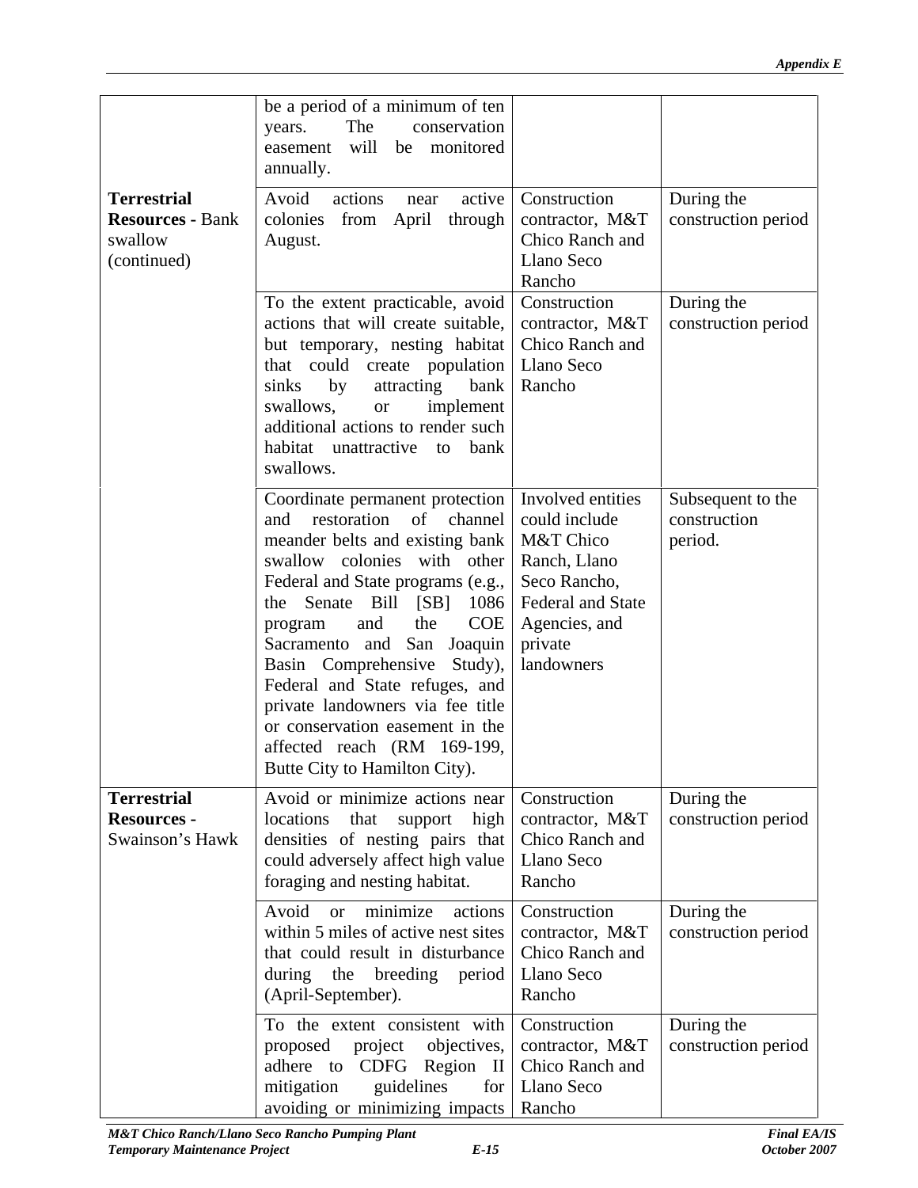| | | | |
|---|---|---|---|
| | be a period of a minimum of ten years. The conservation easement will be monitored annually. | | |
| **Terrestrial Resources -** Bank swallow (continued) | Avoid actions near active colonies from April through August. | Construction contractor, M&T Chico Ranch and Llano Seco Rancho | During the construction period |
| | To the extent practicable, avoid actions that will create suitable, but temporary, nesting habitat that could create population sinks by attracting bank swallows, or implement additional actions to render such habitat unattractive to bank swallows. | Construction contractor, M&T Chico Ranch and Llano Seco Rancho | During the construction period |
| | Coordinate permanent protection and restoration of channel meander belts and existing bank swallow colonies with other Federal and State programs (e.g., the Senate Bill [SB] 1086 program and the COE Sacramento and San Joaquin Basin Comprehensive Study), Federal and State refuges, and private landowners via fee title or conservation easement in the affected reach (RM 169-199, Butte City to Hamilton City). | Involved entities could include M&T Chico Ranch, Llano Seco Rancho, Federal and State Agencies, and private landowners | Subsequent to the construction period. |
| **Terrestrial Resources -** Swainson's Hawk | Avoid or minimize actions near locations that support high densities of nesting pairs that could adversely affect high value foraging and nesting habitat. | Construction contractor, M&T Chico Ranch and Llano Seco Rancho | During the construction period |
| | Avoid or minimize actions within 5 miles of active nest sites that could result in disturbance during the breeding period (April-September). | Construction contractor, M&T Chico Ranch and Llano Seco Rancho | During the construction period |
| | To the extent consistent with proposed project objectives, adhere to CDFG Region II mitigation guidelines for avoiding or minimizing impacts | Construction contractor, M&T Chico Ranch and Llano Seco Rancho | During the construction period |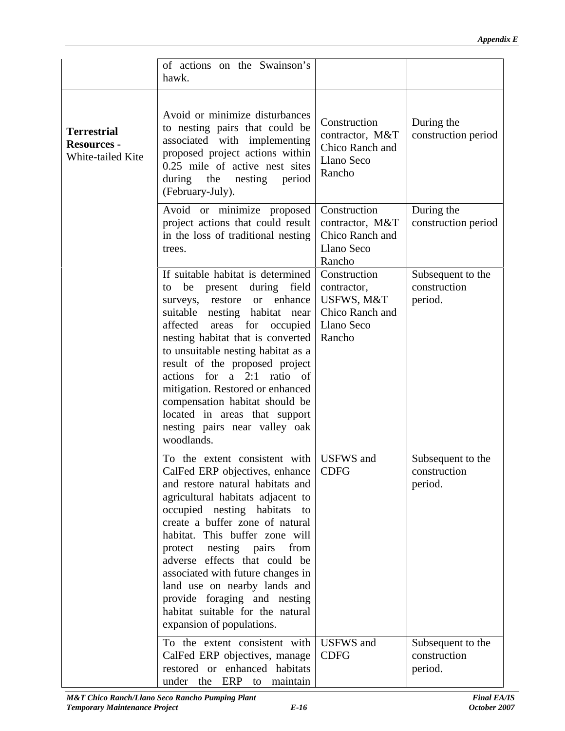| | | | |
|---|---|---|---|
| | of actions on the Swainson's hawk. | | |
| **Terrestrial Resources -** White-tailed Kite | Avoid or minimize disturbances to nesting pairs that could be associated with implementing proposed project actions within 0.25 mile of active nest sites during the nesting period (February-July). | Construction contractor, M&T Chico Ranch and Llano Seco Rancho | During the construction period |
| | Avoid or minimize proposed project actions that could result in the loss of traditional nesting trees. | Construction contractor, M&T Chico Ranch and Llano Seco Rancho | During the construction period |
| | If suitable habitat is determined to be present during field surveys, restore or enhance suitable nesting habitat near affected areas for occupied nesting habitat that is converted to unsuitable nesting habitat as a result of the proposed project actions for a 2:1 ratio of mitigation. Restored or enhanced compensation habitat should be located in areas that support nesting pairs near valley oak woodlands. | Construction contractor, USFWS, M&T Chico Ranch and Llano Seco Rancho | Subsequent to the construction period. |
| | To the extent consistent with CalFed ERP objectives, enhance and restore natural habitats and agricultural habitats adjacent to occupied nesting habitats to create a buffer zone of natural habitat. This buffer zone will protect nesting pairs from adverse effects that could be associated with future changes in land use on nearby lands and provide foraging and nesting habitat suitable for the natural expansion of populations. | USFWS and CDFG | Subsequent to the construction period. |
| | To the extent consistent with CalFed ERP objectives, manage restored or enhanced habitats under the ERP to maintain | USFWS and CDFG | Subsequent to the construction period. |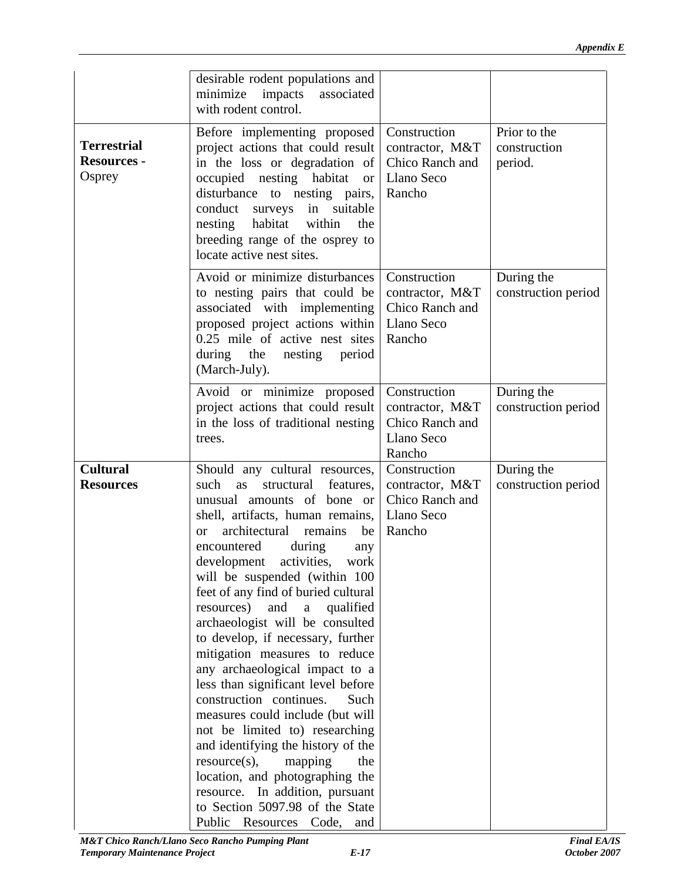| | | | |
|---|---|---|---|
| | desirable rodent populations and minimize impacts associated with rodent control. | | |
| **Terrestrial Resources -** Osprey | Before implementing proposed project actions that could result in the loss or degradation of occupied nesting habitat or disturbance to nesting pairs, conduct surveys in suitable nesting habitat within the breeding range of the osprey to locate active nest sites. | Construction contractor, M&T Chico Ranch and Llano Seco Rancho | Prior to the construction period. |
| | Avoid or minimize disturbances to nesting pairs that could be associated with implementing proposed project actions within 0.25 mile of active nest sites during the nesting period (March-July). | Construction contractor, M&T Chico Ranch and Llano Seco Rancho | During the construction period |
| | Avoid or minimize proposed project actions that could result in the loss of traditional nesting trees. | Construction contractor, M&T Chico Ranch and Llano Seco Rancho | During the construction period |
| **Cultural Resources** | Should any cultural resources, such as structural features, unusual amounts of bone or shell, artifacts, human remains, or architectural remains be encountered during any development activities, work will be suspended (within 100 feet of any find of buried cultural resources) and a qualified archaeologist will be consulted to develop, if necessary, further mitigation measures to reduce any archaeological impact to a less than significant level before construction continues. Such measures could include (but will not be limited to) researching and identifying the history of the resource(s), mapping the location, and photographing the resource. In addition, pursuant to Section 5097.98 of the State Public Resources Code, and | Construction contractor, M&T Chico Ranch and Llano Seco Rancho | During the construction period |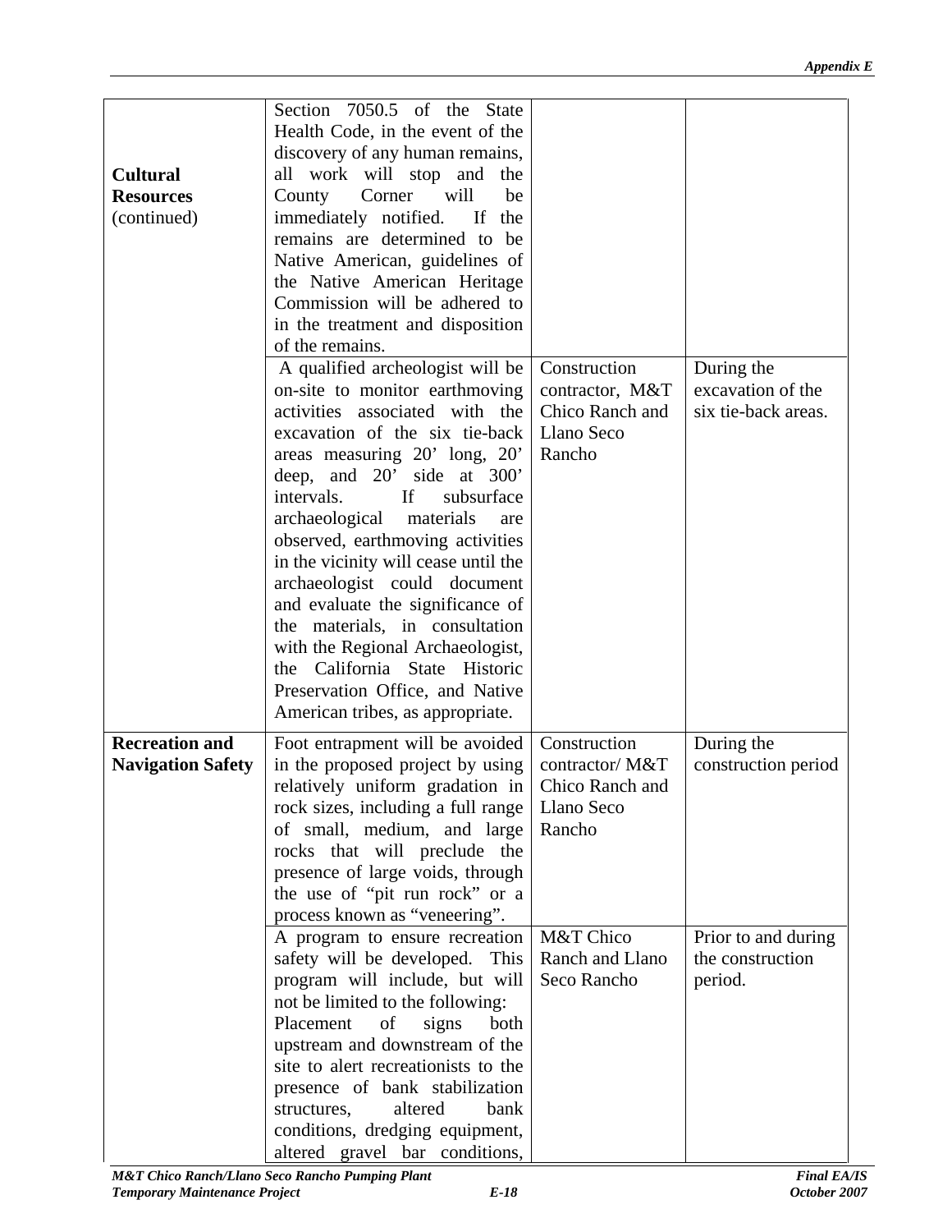| | | | |
|---|---|---|---|
| **Cultural Resources** (continued) | Section 7050.5 of the State Health Code, in the event of the discovery of any human remains, all work will stop and the County Corner will be immediately notified. If the remains are determined to be Native American, guidelines of the Native American Heritage Commission will be adhered to in the treatment and disposition of the remains. | | |
| | A qualified archeologist will be on-site to monitor earthmoving activities associated with the excavation of the six tie-back areas measuring 20' long, 20' deep, and 20' side at 300' intervals. If subsurface archaeological materials are observed, earthmoving activities in the vicinity will cease until the archaeologist could document and evaluate the significance of the materials, in consultation with the Regional Archaeologist, the California State Historic Preservation Office, and Native American tribes, as appropriate. | Construction contractor, M&T Chico Ranch and Llano Seco Rancho | During the excavation of the six tie-back areas. |
| **Recreation and Navigation Safety** | Foot entrapment will be avoided in the proposed project by using relatively uniform gradation in rock sizes, including a full range of small, medium, and large rocks that will preclude the presence of large voids, through the use of "pit run rock" or a process known as "veneering". | Construction contractor/ M&T Chico Ranch and Llano Seco Rancho | During the construction period |
| | A program to ensure recreation safety will be developed. This program will include, but will not be limited to the following: Placement of signs both upstream and downstream of the site to alert recreationists to the presence of bank stabilization structures, altered bank conditions, dredging equipment, altered gravel bar conditions, | M&T Chico Ranch and Llano Seco Rancho | Prior to and during the construction period. |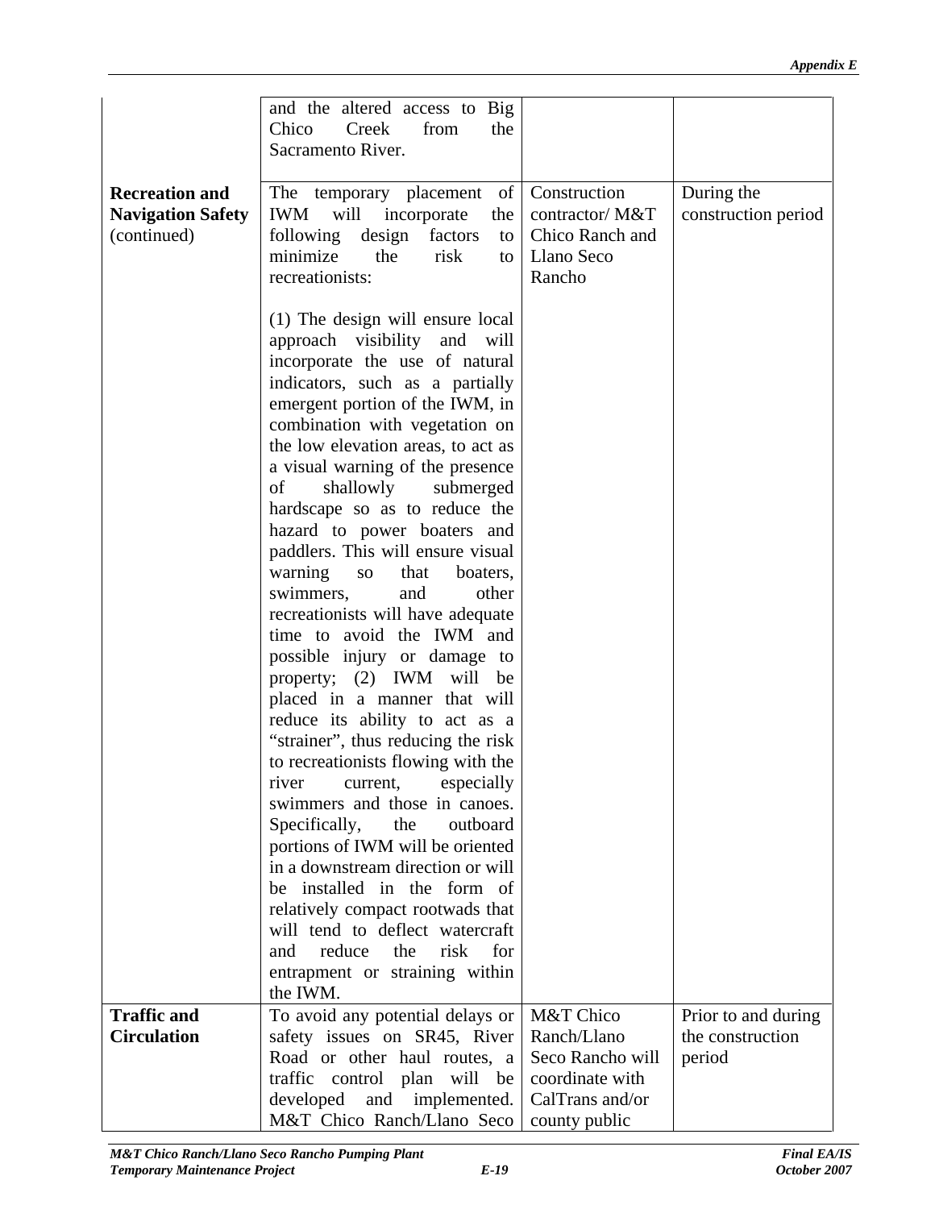| | | | |
|---|---|---|---|
| | and the altered access to Big Chico Creek from the Sacramento River. | | |
| **Recreation and Navigation Safety** (continued) | The temporary placement of IWM will incorporate the following design factors to minimize the risk to recreationists:<br><br>(1) The design will ensure local approach visibility and will incorporate the use of natural indicators, such as a partially emergent portion of the IWM, in combination with vegetation on the low elevation areas, to act as a visual warning of the presence of shallowly submerged hardscape so as to reduce the hazard to power boaters and paddlers. This will ensure visual warning so that boaters, swimmers, and other recreationists will have adequate time to avoid the IWM and possible injury or damage to property; (2) IWM will be placed in a manner that will reduce its ability to act as a "strainer", thus reducing the risk to recreationists flowing with the river current, especially swimmers and those in canoes. Specifically, the outboard portions of IWM will be oriented in a downstream direction or will be installed in the form of relatively compact rootwads that will tend to deflect watercraft and reduce the risk for entrapment or straining within the IWM. | Construction contractor/ M&T Chico Ranch and Llano Seco Rancho | During the construction period |
| **Traffic and Circulation** | To avoid any potential delays or safety issues on SR45, River Road or other haul routes, a traffic control plan will be developed and implemented. M&T Chico Ranch/Llano Seco | M&T Chico Ranch/Llano Seco Rancho will coordinate with CalTrans and/or county public | Prior to and during the construction period |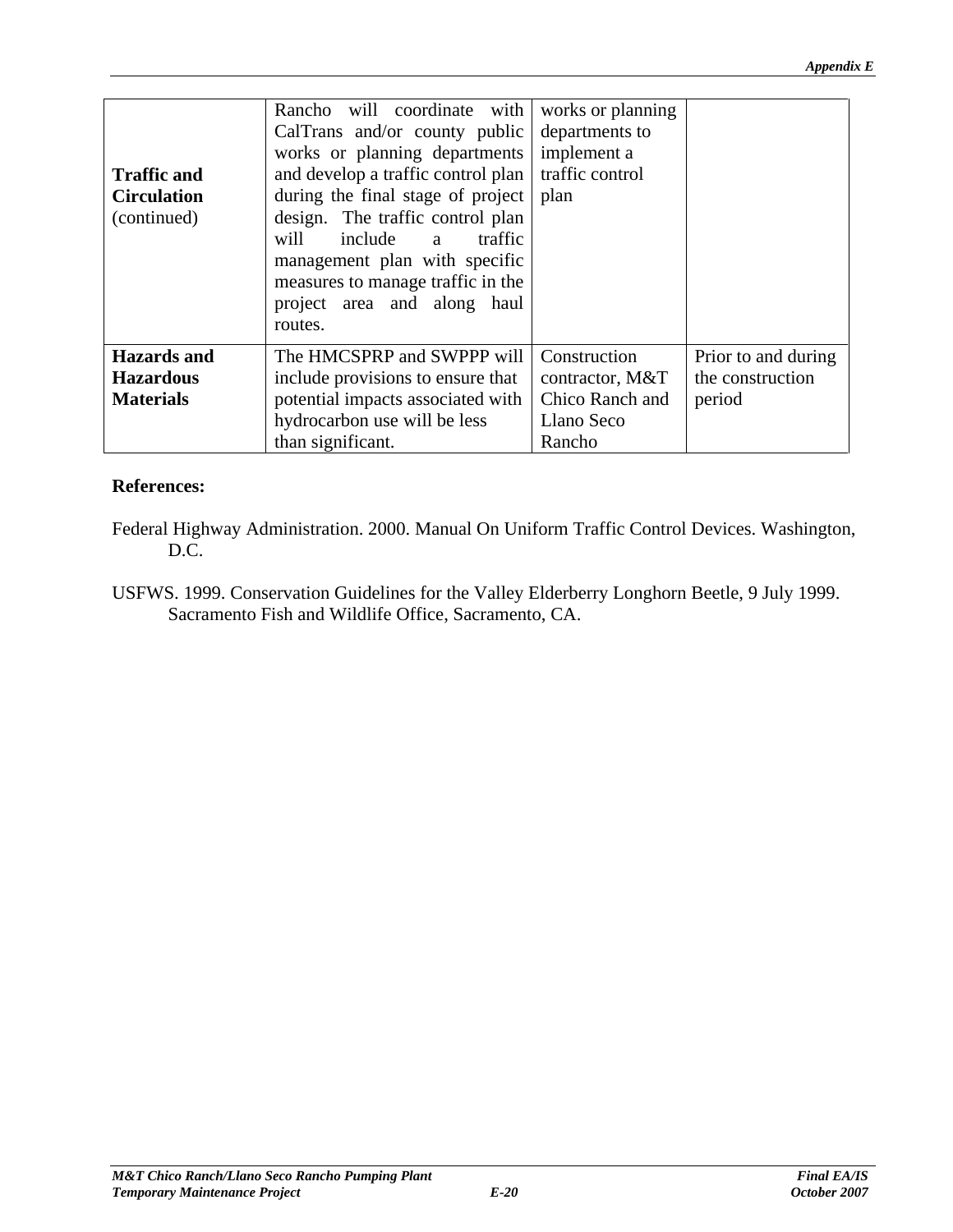| | | | |
|---|---|---|---|
| **Traffic and Circulation** (continued) | Rancho will coordinate with CalTrans and/or county public works or planning departments and develop a traffic control plan during the final stage of project design. The traffic control plan will include a traffic management plan with specific measures to manage traffic in the project area and along haul routes. | works or planning departments to implement a traffic control plan | |
| **Hazards and Hazardous Materials** | The HMCSPRP and SWPPP will include provisions to ensure that potential impacts associated with hydrocarbon use will be less than significant. | Construction contractor, M&T Chico Ranch and Llano Seco Rancho | Prior to and during the construction period |

**References:**

Federal Highway Administration. 2000. Manual On Uniform Traffic Control Devices. Washington, D.C.

USFWS. 1999. Conservation Guidelines for the Valley Elderberry Longhorn Beetle, 9 July 1999. Sacramento Fish and Wildlife Office, Sacramento, CA.